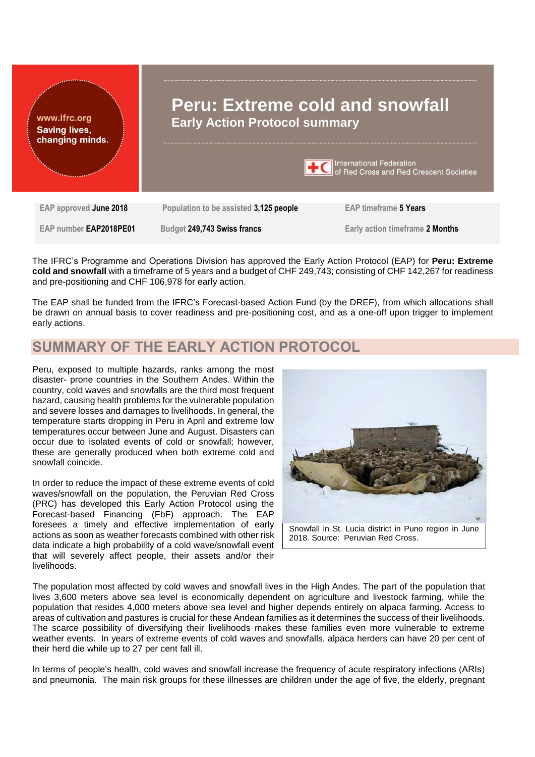www.ifrc.org
Saving lives, changing minds.

# Peru: Extreme cold and snowfall

## Early Action Protocol summary

International Federation of Red Cross and Red Crescent Societies

| | | |
|---|---|---|
| EAP approved **June 2018** | Population to be assisted **3,125 people** | EAP timeframe **5 Years** |
| EAP number **EAP2018PE01** | Budget **249,743 Swiss francs** | Early action timeframe **2 Months** |

The IFRC's Programme and Operations Division has approved the Early Action Protocol (EAP) for **Peru: Extreme cold and snowfall** with a timeframe of 5 years and a budget of CHF 249,743; consisting of CHF 142,267 for readiness and pre-positioning and CHF 106,978 for early action.

The EAP shall be funded from the IFRC's Forecast-based Action Fund (by the DREF), from which allocations shall be drawn on annual basis to cover readiness and pre-positioning cost, and as a one-off upon trigger to implement early actions.

## SUMMARY OF THE EARLY ACTION PROTOCOL

Peru, exposed to multiple hazards, ranks among the most disaster- prone countries in the Southern Andes. Within the country, cold waves and snowfalls are the third most frequent hazard, causing health problems for the vulnerable population and severe losses and damages to livelihoods. In general, the temperature starts dropping in Peru in April and extreme low temperatures occur between June and August. Disasters can occur due to isolated events of cold or snowfall; however, these are generally produced when both extreme cold and snowfall coincide.

In order to reduce the impact of these extreme events of cold waves/snowfall on the population, the Peruvian Red Cross (PRC) has developed this Early Action Protocol using the Forecast-based Financing (FbF) approach. The EAP foresees a timely and effective implementation of early actions as soon as weather forecasts combined with other risk data indicate a high probability of a cold wave/snowfall event that will severely affect people, their assets and/or their livelihoods.

Snowfall in St. Lucia district in Puno region in June 2018. Source: Peruvian Red Cross.

The population most affected by cold waves and snowfall lives in the High Andes. The part of the population that lives 3,600 meters above sea level is economically dependent on agriculture and livestock farming, while the population that resides 4,000 meters above sea level and higher depends entirely on alpaca farming. Access to areas of cultivation and pastures is crucial for these Andean families as it determines the success of their livelihoods. The scarce possibility of diversifying their livelihoods makes these families even more vulnerable to extreme weather events. In years of extreme events of cold waves and snowfalls, alpaca herders can have 20 per cent of their herd die while up to 27 per cent fall ill.

In terms of people's health, cold waves and snowfall increase the frequency of acute respiratory infections (ARIs) and pneumonia. The main risk groups for these illnesses are children under the age of five, the elderly, pregnant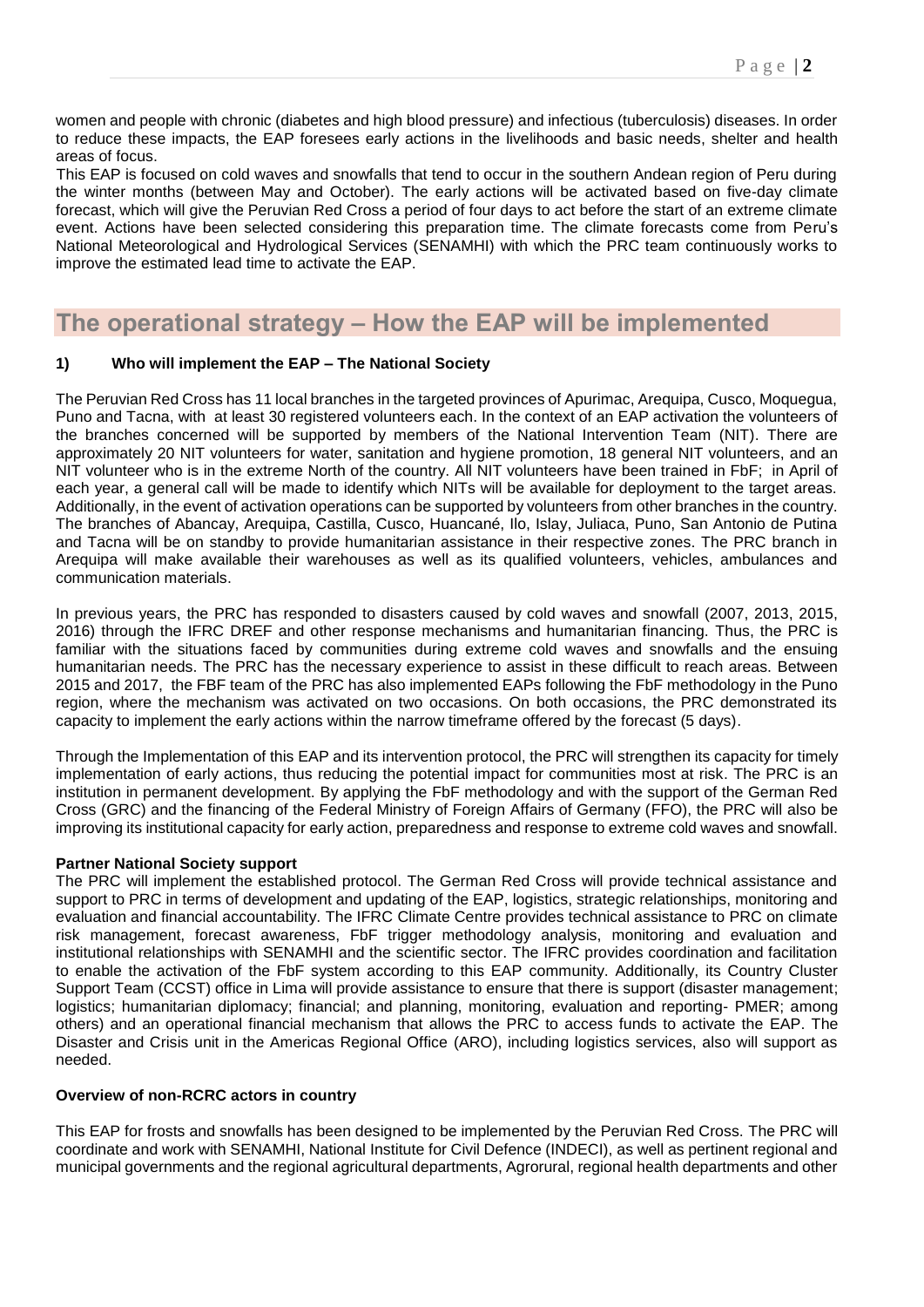women and people with chronic (diabetes and high blood pressure) and infectious (tuberculosis) diseases. In order to reduce these impacts, the EAP foresees early actions in the livelihoods and basic needs, shelter and health areas of focus.

This EAP is focused on cold waves and snowfalls that tend to occur in the southern Andean region of Peru during the winter months (between May and October). The early actions will be activated based on five-day climate forecast, which will give the Peruvian Red Cross a period of four days to act before the start of an extreme climate event. Actions have been selected considering this preparation time. The climate forecasts come from Peru's National Meteorological and Hydrological Services (SENAMHI) with which the PRC team continuously works to improve the estimated lead time to activate the EAP.

# The operational strategy – How the EAP will be implemented

### 1) Who will implement the EAP – The National Society

The Peruvian Red Cross has 11 local branches in the targeted provinces of Apurimac, Arequipa, Cusco, Moquegua, Puno and Tacna, with at least 30 registered volunteers each. In the context of an EAP activation the volunteers of the branches concerned will be supported by members of the National Intervention Team (NIT). There are approximately 20 NIT volunteers for water, sanitation and hygiene promotion, 18 general NIT volunteers, and an NIT volunteer who is in the extreme North of the country. All NIT volunteers have been trained in FbF; in April of each year, a general call will be made to identify which NITs will be available for deployment to the target areas. Additionally, in the event of activation operations can be supported by volunteers from other branches in the country. The branches of Abancay, Arequipa, Castilla, Cusco, Huancané, Ilo, Islay, Juliaca, Puno, San Antonio de Putina and Tacna will be on standby to provide humanitarian assistance in their respective zones. The PRC branch in Arequipa will make available their warehouses as well as its qualified volunteers, vehicles, ambulances and communication materials.

In previous years, the PRC has responded to disasters caused by cold waves and snowfall (2007, 2013, 2015, 2016) through the IFRC DREF and other response mechanisms and humanitarian financing. Thus, the PRC is familiar with the situations faced by communities during extreme cold waves and snowfalls and the ensuing humanitarian needs. The PRC has the necessary experience to assist in these difficult to reach areas. Between 2015 and 2017, the FBF team of the PRC has also implemented EAPs following the FbF methodology in the Puno region, where the mechanism was activated on two occasions. On both occasions, the PRC demonstrated its capacity to implement the early actions within the narrow timeframe offered by the forecast (5 days).

Through the Implementation of this EAP and its intervention protocol, the PRC will strengthen its capacity for timely implementation of early actions, thus reducing the potential impact for communities most at risk. The PRC is an institution in permanent development. By applying the FbF methodology and with the support of the German Red Cross (GRC) and the financing of the Federal Ministry of Foreign Affairs of Germany (FFO), the PRC will also be improving its institutional capacity for early action, preparedness and response to extreme cold waves and snowfall.

**Partner National Society support**

The PRC will implement the established protocol. The German Red Cross will provide technical assistance and support to PRC in terms of development and updating of the EAP, logistics, strategic relationships, monitoring and evaluation and financial accountability. The IFRC Climate Centre provides technical assistance to PRC on climate risk management, forecast awareness, FbF trigger methodology analysis, monitoring and evaluation and institutional relationships with SENAMHI and the scientific sector. The IFRC provides coordination and facilitation to enable the activation of the FbF system according to this EAP community. Additionally, its Country Cluster Support Team (CCST) office in Lima will provide assistance to ensure that there is support (disaster management; logistics; humanitarian diplomacy; financial; and planning, monitoring, evaluation and reporting- PMER; among others) and an operational financial mechanism that allows the PRC to access funds to activate the EAP. The Disaster and Crisis unit in the Americas Regional Office (ARO), including logistics services, also will support as needed.

**Overview of non-RCRC actors in country**

This EAP for frosts and snowfalls has been designed to be implemented by the Peruvian Red Cross. The PRC will coordinate and work with SENAMHI, National Institute for Civil Defence (INDECI), as well as pertinent regional and municipal governments and the regional agricultural departments, Agrorural, regional health departments and other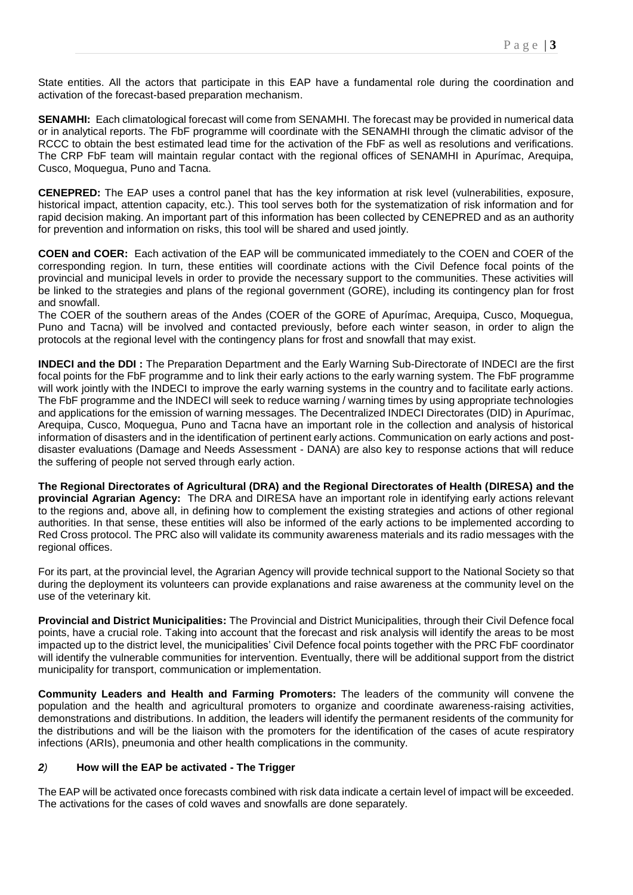State entities. All the actors that participate in this EAP have a fundamental role during the coordination and activation of the forecast-based preparation mechanism.

**SENAMHI:** Each climatological forecast will come from SENAMHI. The forecast may be provided in numerical data or in analytical reports. The FbF programme will coordinate with the SENAMHI through the climatic advisor of the RCCC to obtain the best estimated lead time for the activation of the FbF as well as resolutions and verifications. The CRP FbF team will maintain regular contact with the regional offices of SENAMHI in Apurímac, Arequipa, Cusco, Moquegua, Puno and Tacna.

**CENEPRED:** The EAP uses a control panel that has the key information at risk level (vulnerabilities, exposure, historical impact, attention capacity, etc.). This tool serves both for the systematization of risk information and for rapid decision making. An important part of this information has been collected by CENEPRED and as an authority for prevention and information on risks, this tool will be shared and used jointly.

**COEN and COER:** Each activation of the EAP will be communicated immediately to the COEN and COER of the corresponding region. In turn, these entities will coordinate actions with the Civil Defence focal points of the provincial and municipal levels in order to provide the necessary support to the communities. These activities will be linked to the strategies and plans of the regional government (GORE), including its contingency plan for frost and snowfall.
The COER of the southern areas of the Andes (COER of the GORE of Apurímac, Arequipa, Cusco, Moquegua, Puno and Tacna) will be involved and contacted previously, before each winter season, in order to align the protocols at the regional level with the contingency plans for frost and snowfall that may exist.

**INDECI and the DDI :** The Preparation Department and the Early Warning Sub-Directorate of INDECI are the first focal points for the FbF programme and to link their early actions to the early warning system. The FbF programme will work jointly with the INDECI to improve the early warning systems in the country and to facilitate early actions. The FbF programme and the INDECI will seek to reduce warning / warning times by using appropriate technologies and applications for the emission of warning messages. The Decentralized INDECI Directorates (DID) in Apurímac, Arequipa, Cusco, Moquegua, Puno and Tacna have an important role in the collection and analysis of historical information of disasters and in the identification of pertinent early actions. Communication on early actions and post-disaster evaluations (Damage and Needs Assessment - DANA) are also key to response actions that will reduce the suffering of people not served through early action.

**The Regional Directorates of Agricultural (DRA) and the Regional Directorates of Health (DIRESA) and the provincial Agrarian Agency:** The DRA and DIRESA have an important role in identifying early actions relevant to the regions and, above all, in defining how to complement the existing strategies and actions of other regional authorities. In that sense, these entities will also be informed of the early actions to be implemented according to Red Cross protocol. The PRC also will validate its community awareness materials and its radio messages with the regional offices.

For its part, at the provincial level, the Agrarian Agency will provide technical support to the National Society so that during the deployment its volunteers can provide explanations and raise awareness at the community level on the use of the veterinary kit.

**Provincial and District Municipalities:** The Provincial and District Municipalities, through their Civil Defence focal points, have a crucial role. Taking into account that the forecast and risk analysis will identify the areas to be most impacted up to the district level, the municipalities' Civil Defence focal points together with the PRC FbF coordinator will identify the vulnerable communities for intervention. Eventually, there will be additional support from the district municipality for transport, communication or implementation.

**Community Leaders and Health and Farming Promoters:** The leaders of the community will convene the population and the health and agricultural promoters to organize and coordinate awareness-raising activities, demonstrations and distributions. In addition, the leaders will identify the permanent residents of the community for the distributions and will be the liaison with the promoters for the identification of the cases of acute respiratory infections (ARIs), pneumonia and other health complications in the community.

### *2)* How will the EAP be activated - The Trigger

The EAP will be activated once forecasts combined with risk data indicate a certain level of impact will be exceeded. The activations for the cases of cold waves and snowfalls are done separately.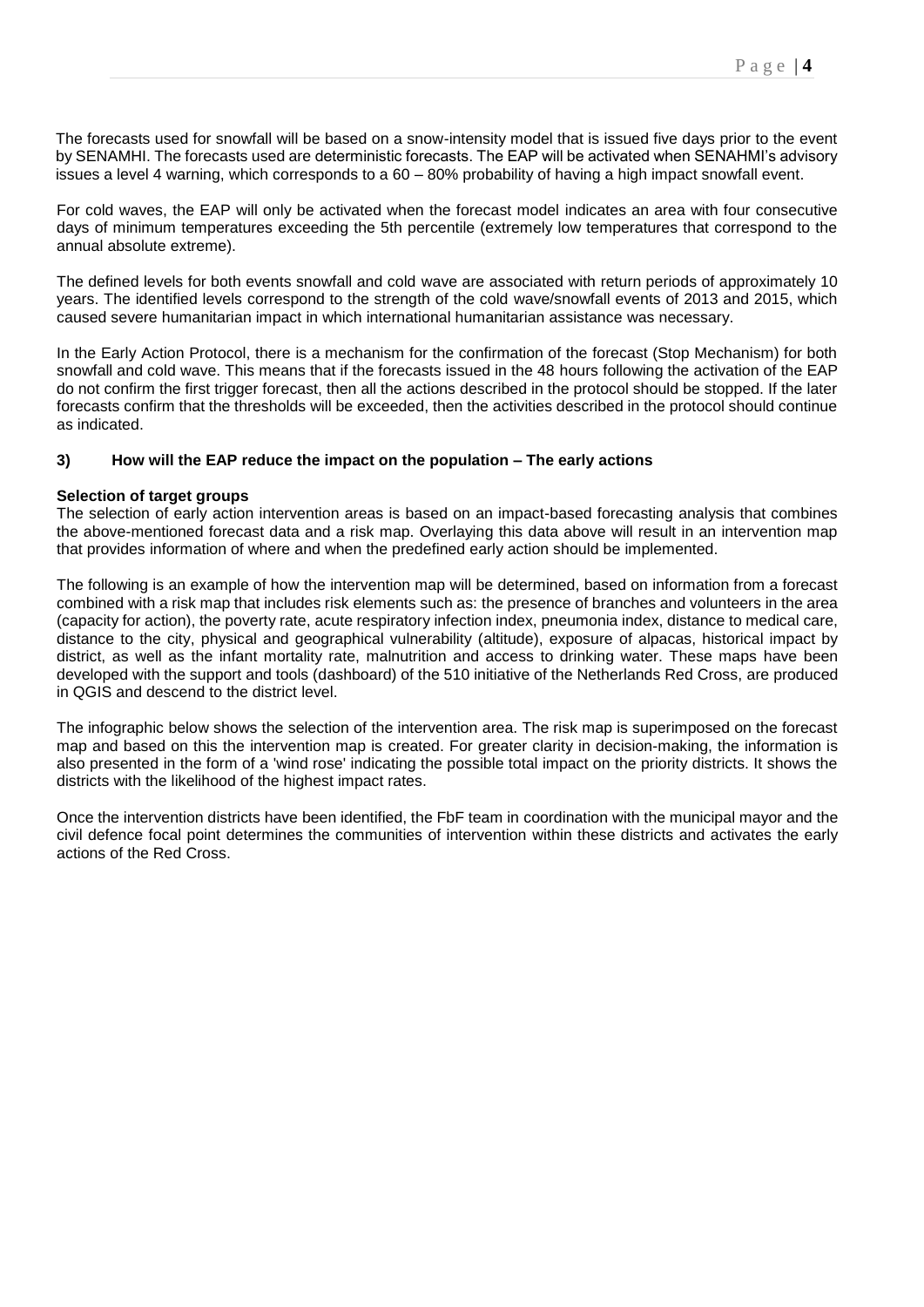The forecasts used for snowfall will be based on a snow-intensity model that is issued five days prior to the event by SENAMHI. The forecasts used are deterministic forecasts. The EAP will be activated when SENAHMI's advisory issues a level 4 warning, which corresponds to a 60 – 80% probability of having a high impact snowfall event.

For cold waves, the EAP will only be activated when the forecast model indicates an area with four consecutive days of minimum temperatures exceeding the 5th percentile (extremely low temperatures that correspond to the annual absolute extreme).

The defined levels for both events snowfall and cold wave are associated with return periods of approximately 10 years. The identified levels correspond to the strength of the cold wave/snowfall events of 2013 and 2015, which caused severe humanitarian impact in which international humanitarian assistance was necessary.

In the Early Action Protocol, there is a mechanism for the confirmation of the forecast (Stop Mechanism) for both snowfall and cold wave. This means that if the forecasts issued in the 48 hours following the activation of the EAP do not confirm the first trigger forecast, then all the actions described in the protocol should be stopped. If the later forecasts confirm that the thresholds will be exceeded, then the activities described in the protocol should continue as indicated.

### 3) How will the EAP reduce the impact on the population – The early actions

**Selection of target groups**

The selection of early action intervention areas is based on an impact-based forecasting analysis that combines the above-mentioned forecast data and a risk map. Overlaying this data above will result in an intervention map that provides information of where and when the predefined early action should be implemented.

The following is an example of how the intervention map will be determined, based on information from a forecast combined with a risk map that includes risk elements such as: the presence of branches and volunteers in the area (capacity for action), the poverty rate, acute respiratory infection index, pneumonia index, distance to medical care, distance to the city, physical and geographical vulnerability (altitude), exposure of alpacas, historical impact by district, as well as the infant mortality rate, malnutrition and access to drinking water. These maps have been developed with the support and tools (dashboard) of the 510 initiative of the Netherlands Red Cross, are produced in QGIS and descend to the district level.

The infographic below shows the selection of the intervention area. The risk map is superimposed on the forecast map and based on this the intervention map is created. For greater clarity in decision-making, the information is also presented in the form of a 'wind rose' indicating the possible total impact on the priority districts. It shows the districts with the likelihood of the highest impact rates.

Once the intervention districts have been identified, the FbF team in coordination with the municipal mayor and the civil defence focal point determines the communities of intervention within these districts and activates the early actions of the Red Cross.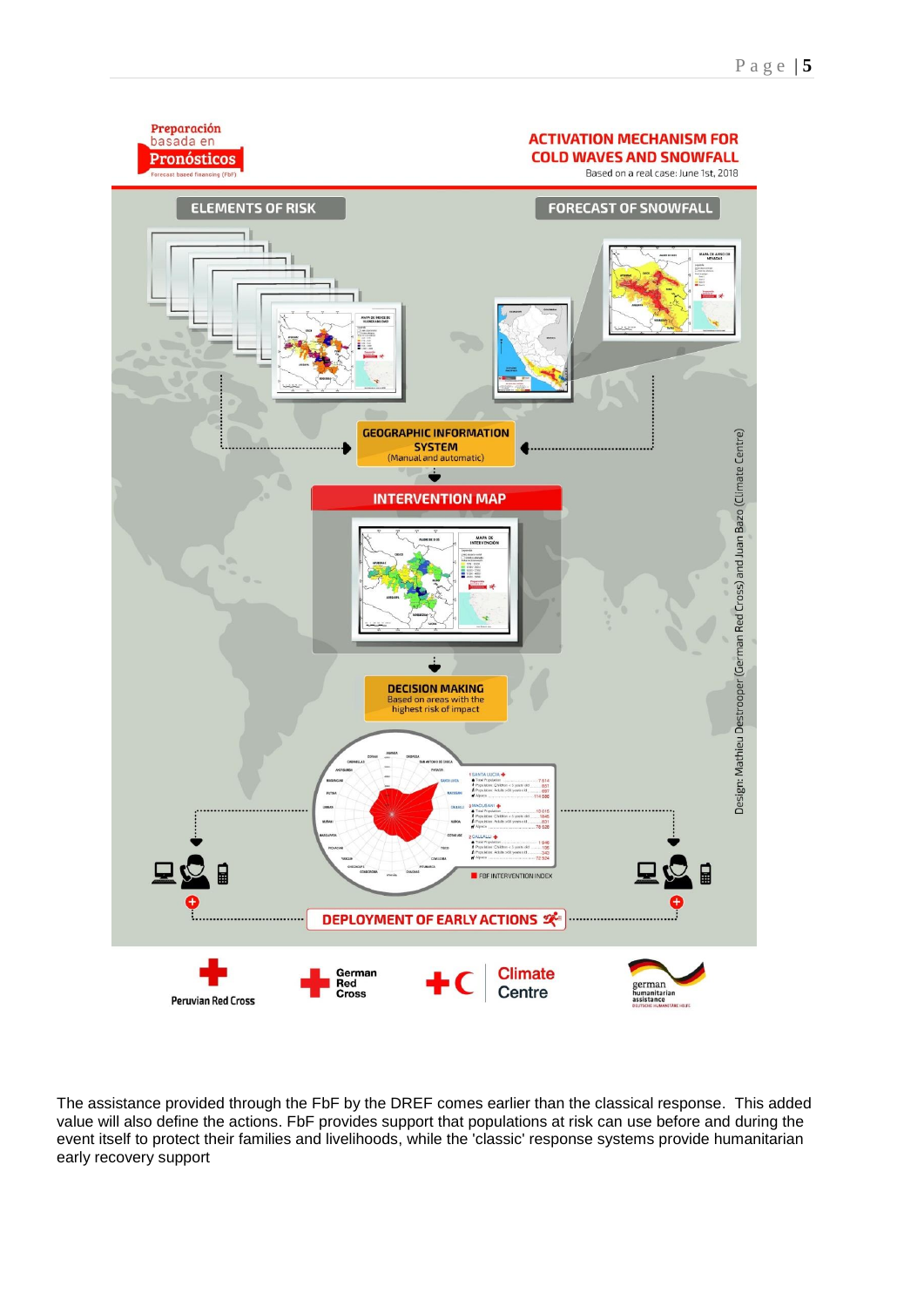Preparación basada en Pronósticos
Forecast based financing (FbF)

**ACTIVATION MECHANISM FOR COLD WAVES AND SNOWFALL**

Based on a real case: June 1st, 2018

ELEMENTS OF RISK

FORECAST OF SNOWFALL

GEOGRAPHIC INFORMATION SYSTEM
(Manual and automatic)

INTERVENTION MAP

DECISION MAKING
Based on areas with the highest risk of impact

DEPLOYMENT OF EARLY ACTIONS

Design: Mathieu Destrooper (German Red Cross) and Juan Bazo (Climate Centre)

Peruvian Red Cross | German Red Cross | Climate Centre | german humanitarian assistance

The assistance provided through the FbF by the DREF comes earlier than the classical response. This added value will also define the actions. FbF provides support that populations at risk can use before and during the event itself to protect their families and livelihoods, while the 'classic' response systems provide humanitarian early recovery support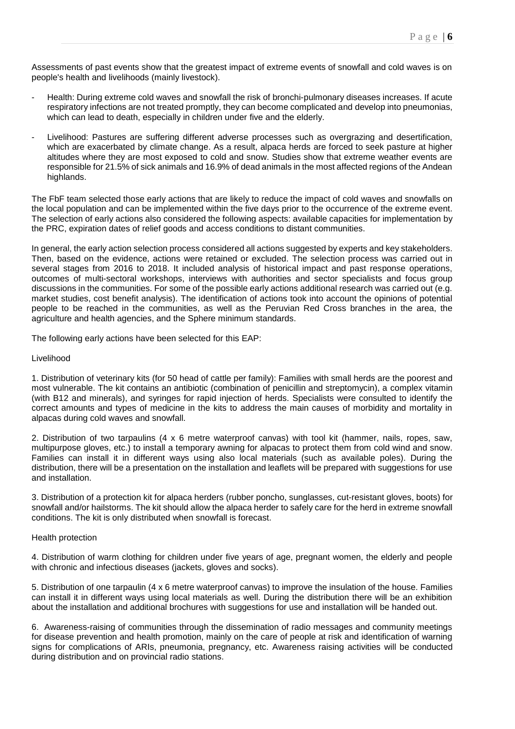Assessments of past events show that the greatest impact of extreme events of snowfall and cold waves is on people's health and livelihoods (mainly livestock).

- Health: During extreme cold waves and snowfall the risk of bronchi-pulmonary diseases increases. If acute respiratory infections are not treated promptly, they can become complicated and develop into pneumonias, which can lead to death, especially in children under five and the elderly.
- Livelihood: Pastures are suffering different adverse processes such as overgrazing and desertification, which are exacerbated by climate change. As a result, alpaca herds are forced to seek pasture at higher altitudes where they are most exposed to cold and snow. Studies show that extreme weather events are responsible for 21.5% of sick animals and 16.9% of dead animals in the most affected regions of the Andean highlands.

The FbF team selected those early actions that are likely to reduce the impact of cold waves and snowfalls on the local population and can be implemented within the five days prior to the occurrence of the extreme event. The selection of early actions also considered the following aspects: available capacities for implementation by the PRC, expiration dates of relief goods and access conditions to distant communities.

In general, the early action selection process considered all actions suggested by experts and key stakeholders. Then, based on the evidence, actions were retained or excluded. The selection process was carried out in several stages from 2016 to 2018. It included analysis of historical impact and past response operations, outcomes of multi-sectoral workshops, interviews with authorities and sector specialists and focus group discussions in the communities. For some of the possible early actions additional research was carried out (e.g. market studies, cost benefit analysis). The identification of actions took into account the opinions of potential people to be reached in the communities, as well as the Peruvian Red Cross branches in the area, the agriculture and health agencies, and the Sphere minimum standards.

The following early actions have been selected for this EAP:

Livelihood

1. Distribution of veterinary kits (for 50 head of cattle per family): Families with small herds are the poorest and most vulnerable. The kit contains an antibiotic (combination of penicillin and streptomycin), a complex vitamin (with B12 and minerals), and syringes for rapid injection of herds. Specialists were consulted to identify the correct amounts and types of medicine in the kits to address the main causes of morbidity and mortality in alpacas during cold waves and snowfall.

2. Distribution of two tarpaulins (4 x 6 metre waterproof canvas) with tool kit (hammer, nails, ropes, saw, multipurpose gloves, etc.) to install a temporary awning for alpacas to protect them from cold wind and snow. Families can install it in different ways using also local materials (such as available poles). During the distribution, there will be a presentation on the installation and leaflets will be prepared with suggestions for use and installation.

3. Distribution of a protection kit for alpaca herders (rubber poncho, sunglasses, cut-resistant gloves, boots) for snowfall and/or hailstorms. The kit should allow the alpaca herder to safely care for the herd in extreme snowfall conditions. The kit is only distributed when snowfall is forecast.

Health protection

4. Distribution of warm clothing for children under five years of age, pregnant women, the elderly and people with chronic and infectious diseases (jackets, gloves and socks).

5. Distribution of one tarpaulin (4 x 6 metre waterproof canvas) to improve the insulation of the house. Families can install it in different ways using local materials as well. During the distribution there will be an exhibition about the installation and additional brochures with suggestions for use and installation will be handed out.

6. Awareness-raising of communities through the dissemination of radio messages and community meetings for disease prevention and health promotion, mainly on the care of people at risk and identification of warning signs for complications of ARIs, pneumonia, pregnancy, etc. Awareness raising activities will be conducted during distribution and on provincial radio stations.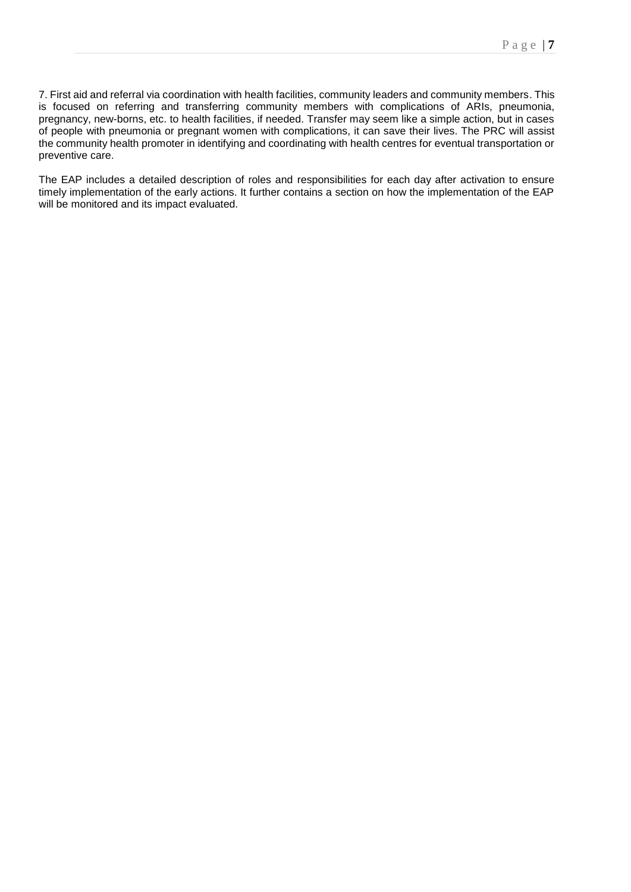7. First aid and referral via coordination with health facilities, community leaders and community members. This is focused on referring and transferring community members with complications of ARIs, pneumonia, pregnancy, new-borns, etc. to health facilities, if needed. Transfer may seem like a simple action, but in cases of people with pneumonia or pregnant women with complications, it can save their lives. The PRC will assist the community health promoter in identifying and coordinating with health centres for eventual transportation or preventive care.

The EAP includes a detailed description of roles and responsibilities for each day after activation to ensure timely implementation of the early actions. It further contains a section on how the implementation of the EAP will be monitored and its impact evaluated.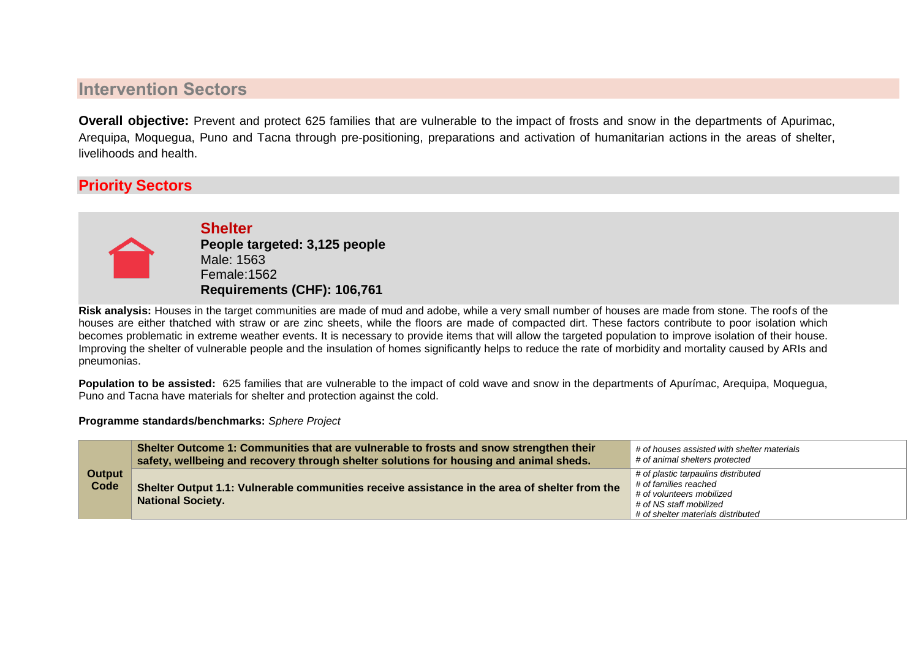## Intervention Sectors

**Overall objective:** Prevent and protect 625 families that are vulnerable to the impact of frosts and snow in the departments of Apurimac, Arequipa, Moquegua, Puno and Tacna through pre-positioning, preparations and activation of humanitarian actions in the areas of shelter, livelihoods and health.

## Priority Sectors

### Shelter

**People targeted: 3,125 people**
Male: 1563
Female:1562
**Requirements (CHF): 106,761**

**Risk analysis:** Houses in the target communities are made of mud and adobe, while a very small number of houses are made from stone. The roofs of the houses are either thatched with straw or are zinc sheets, while the floors are made of compacted dirt. These factors contribute to poor isolation which becomes problematic in extreme weather events. It is necessary to provide items that will allow the targeted population to improve isolation of their house. Improving the shelter of vulnerable people and the insulation of homes significantly helps to reduce the rate of morbidity and mortality caused by ARIs and pneumonias.

**Population to be assisted:** 625 families that are vulnerable to the impact of cold wave and snow in the departments of Apurímac, Arequipa, Moquegua, Puno and Tacna have materials for shelter and protection against the cold.

**Programme standards/benchmarks:** *Sphere Project*

| Output Code | | |
|---|---|---|
| | **Shelter Outcome 1: Communities that are vulnerable to frosts and snow strengthen their safety, wellbeing and recovery through shelter solutions for housing and animal sheds.** | *# of houses assisted with shelter materials*<br>*# of animal shelters protected* |
| | **Shelter Output 1.1: Vulnerable communities receive assistance in the area of shelter from the National Society.** | *# of plastic tarpaulins distributed*<br>*# of families reached*<br>*# of volunteers mobilized*<br>*# of NS staff mobilized*<br>*# of shelter materials distributed* |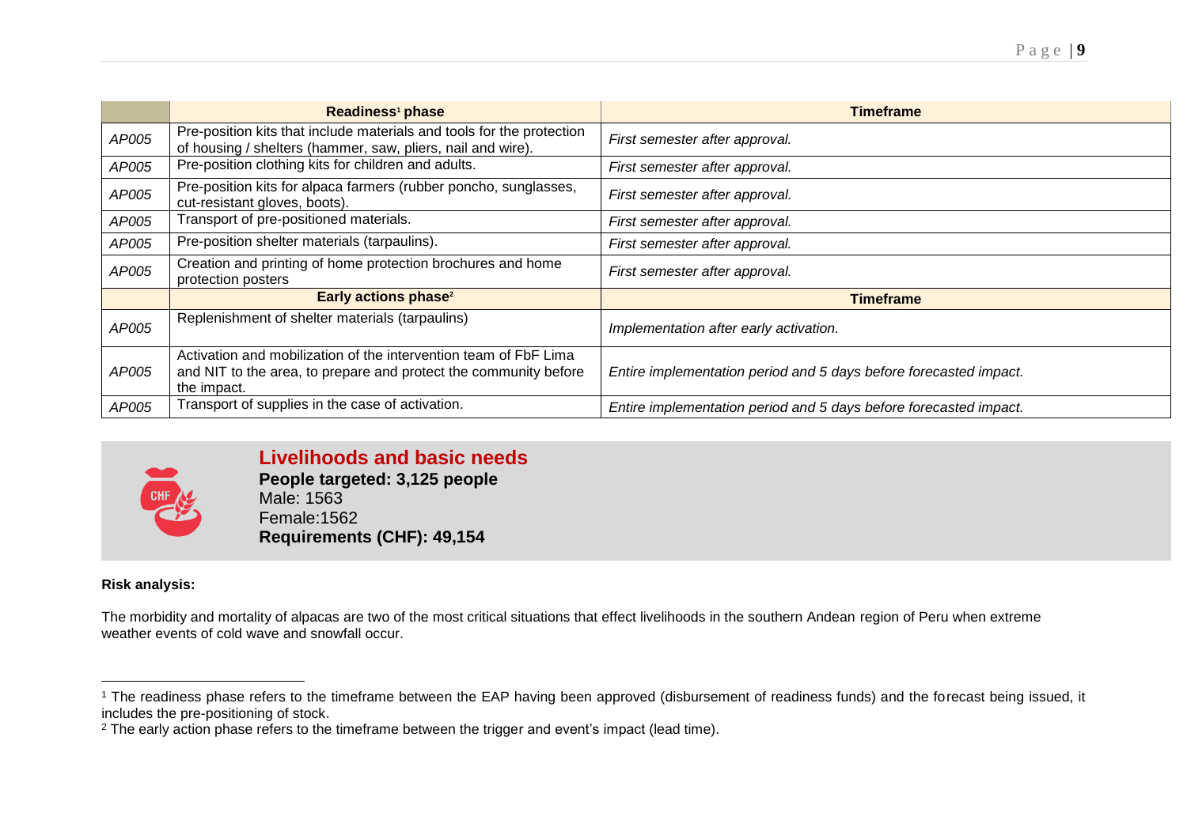| | Readiness[1] phase | Timeframe |
|---|---|---|
| *AP005* | Pre-position kits that include materials and tools for the protection of housing / shelters (hammer, saw, pliers, nail and wire). | *First semester after approval.* |
| *AP005* | Pre-position clothing kits for children and adults. | *First semester after approval.* |
| *AP005* | Pre-position kits for alpaca farmers (rubber poncho, sunglasses, cut-resistant gloves, boots). | *First semester after approval.* |
| *AP005* | Transport of pre-positioned materials. | *First semester after approval.* |
| *AP005* | Pre-position shelter materials (tarpaulins). | *First semester after approval.* |
| *AP005* | Creation and printing of home protection brochures and home protection posters | *First semester after approval.* |
| | **Early actions phase[2]** | **Timeframe** |
| *AP005* | Replenishment of shelter materials (tarpaulins) | *Implementation after early activation.* |
| *AP005* | Activation and mobilization of the intervention team of FbF Lima and NIT to the area, to prepare and protect the community before the impact. | *Entire implementation period and 5 days before forecasted impact.* |
| *AP005* | Transport of supplies in the case of activation. | *Entire implementation period and 5 days before forecasted impact.* |

## Livelihoods and basic needs

**People targeted: 3,125 people**
Male: 1563
Female:1562
**Requirements (CHF): 49,154**

**Risk analysis:**

The morbidity and mortality of alpacas are two of the most critical situations that effect livelihoods in the southern Andean region of Peru when extreme weather events of cold wave and snowfall occur.

[1] The readiness phase refers to the timeframe between the EAP having been approved (disbursement of readiness funds) and the forecast being issued, it includes the pre-positioning of stock.

[2] The early action phase refers to the timeframe between the trigger and event's impact (lead time).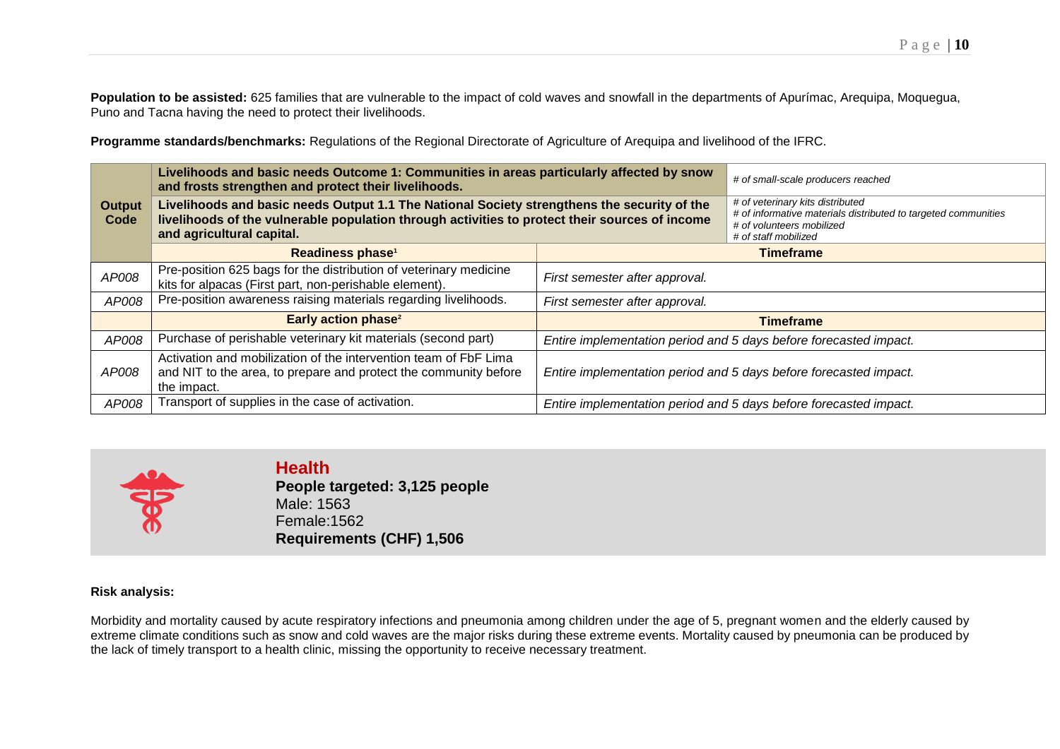**Population to be assisted:** 625 families that are vulnerable to the impact of cold waves and snowfall in the departments of Apurímac, Arequipa, Moquegua, Puno and Tacna having the need to protect their livelihoods.

**Programme standards/benchmarks:** Regulations of the Regional Directorate of Agriculture of Arequipa and livelihood of the IFRC.

| Output Code | **Livelihoods and basic needs Outcome 1: Communities in areas particularly affected by snow and frosts strengthen and protect their livelihoods.** | | *# of small-scale producers reached* |
|---|---|---|---|
| | **Livelihoods and basic needs Output 1.1 The National Society strengthens the security of the livelihoods of the vulnerable population through activities to protect their sources of income and agricultural capital.** | | *# of veterinary kits distributed*<br>*# of informative materials distributed to targeted communities*<br>*# of volunteers mobilized*<br>*# of staff mobilized* |
| | **Readiness phase[1]** | **Timeframe** | |
| *AP008* | Pre-position 625 bags for the distribution of veterinary medicine kits for alpacas (First part, non-perishable element). | *First semester after approval.* | |
| *AP008* | Pre-position awareness raising materials regarding livelihoods. | *First semester after approval.* | |
| | **Early action phase[2]** | **Timeframe** | |
| *AP008* | Purchase of perishable veterinary kit materials (second part) | *Entire implementation period and 5 days before forecasted impact.* | |
| *AP008* | Activation and mobilization of the intervention team of FbF Lima and NIT to the area, to prepare and protect the community before the impact. | *Entire implementation period and 5 days before forecasted impact.* | |
| *AP008* | Transport of supplies in the case of activation. | *Entire implementation period and 5 days before forecasted impact.* | |

## Health

**People targeted: 3,125 people**
Male: 1563
Female:1562
**Requirements (CHF) 1,506**

**Risk analysis:**

Morbidity and mortality caused by acute respiratory infections and pneumonia among children under the age of 5, pregnant women and the elderly caused by extreme climate conditions such as snow and cold waves are the major risks during these extreme events. Mortality caused by pneumonia can be produced by the lack of timely transport to a health clinic, missing the opportunity to receive necessary treatment.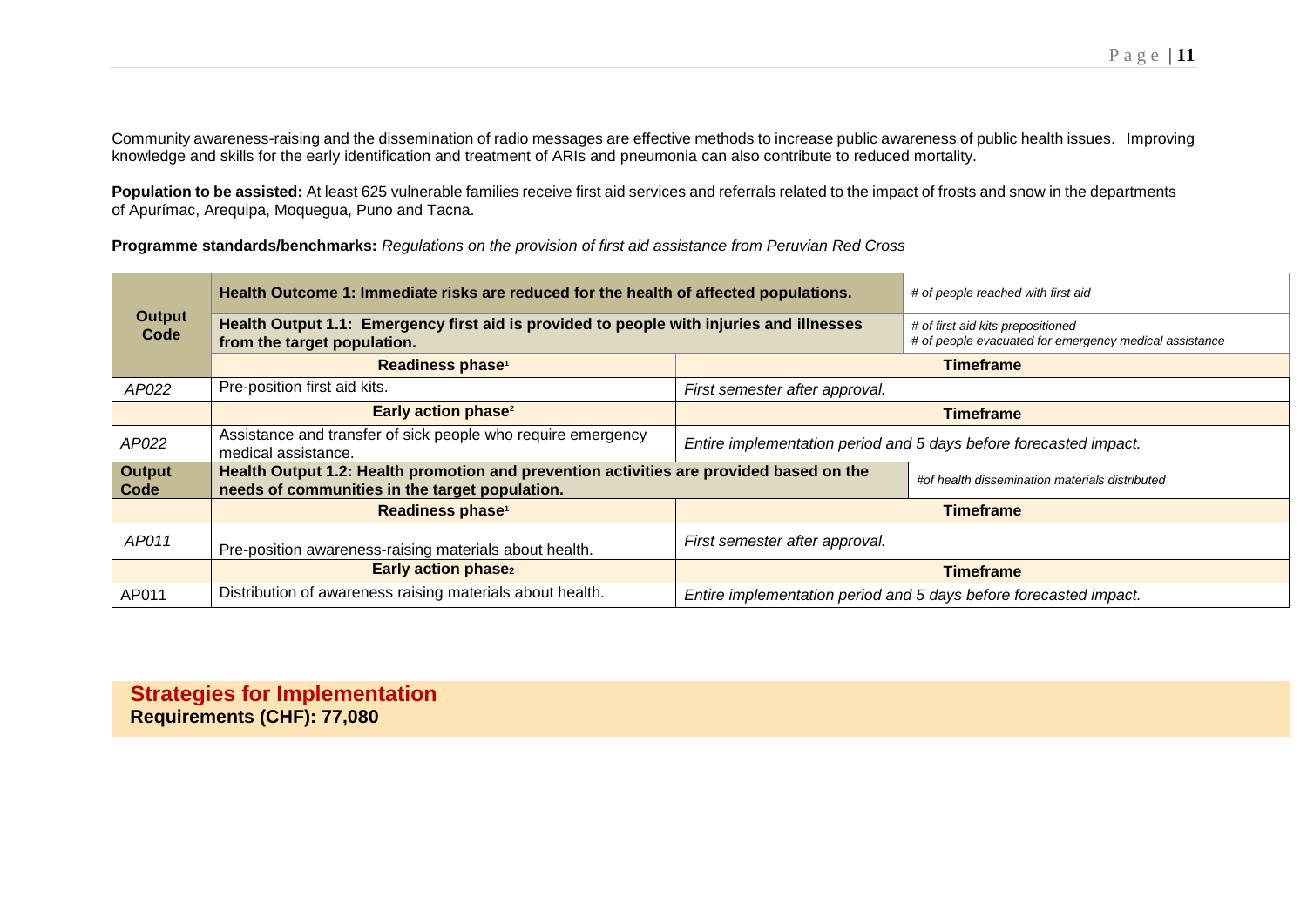Community awareness-raising and the dissemination of radio messages are effective methods to increase public awareness of public health issues. Improving knowledge and skills for the early identification and treatment of ARIs and pneumonia can also contribute to reduced mortality.

**Population to be assisted:** At least 625 vulnerable families receive first aid services and referrals related to the impact of frosts and snow in the departments of Apurímac, Arequipa, Moquegua, Puno and Tacna.

**Programme standards/benchmarks:** *Regulations on the provision of first aid assistance from Peruvian Red Cross*

| **Output Code** | **Health Outcome 1: Immediate risks are reduced for the health of affected populations.** | | *# of people reached with first aid* |
|---|---|---|---|
| | **Health Output 1.1: Emergency first aid is provided to people with injuries and illnesses from the target population.** | | *# of first aid kits prepositioned*<br>*# of people evacuated for emergency medical assistance* |
| | **Readiness phase[1]** | **Timeframe** | |
| *AP022* | Pre-position first aid kits. | *First semester after approval.* | |
| | **Early action phase[2]** | **Timeframe** | |
| *AP022* | Assistance and transfer of sick people who require emergency medical assistance. | *Entire implementation period and 5 days before forecasted impact.* | |
| **Output Code** | **Health Output 1.2: Health promotion and prevention activities are provided based on the needs of communities in the target population.** | | *#of health dissemination materials distributed* |
| | **Readiness phase[1]** | **Timeframe** | |
| *AP011* | Pre-position awareness-raising materials about health. | *First semester after approval.* | |
| | **Early action phase[2]** | **Timeframe** | |
| AP011 | Distribution of awareness raising materials about health. | *Entire implementation period and 5 days before forecasted impact.* | |

## Strategies for Implementation

**Requirements (CHF): 77,080**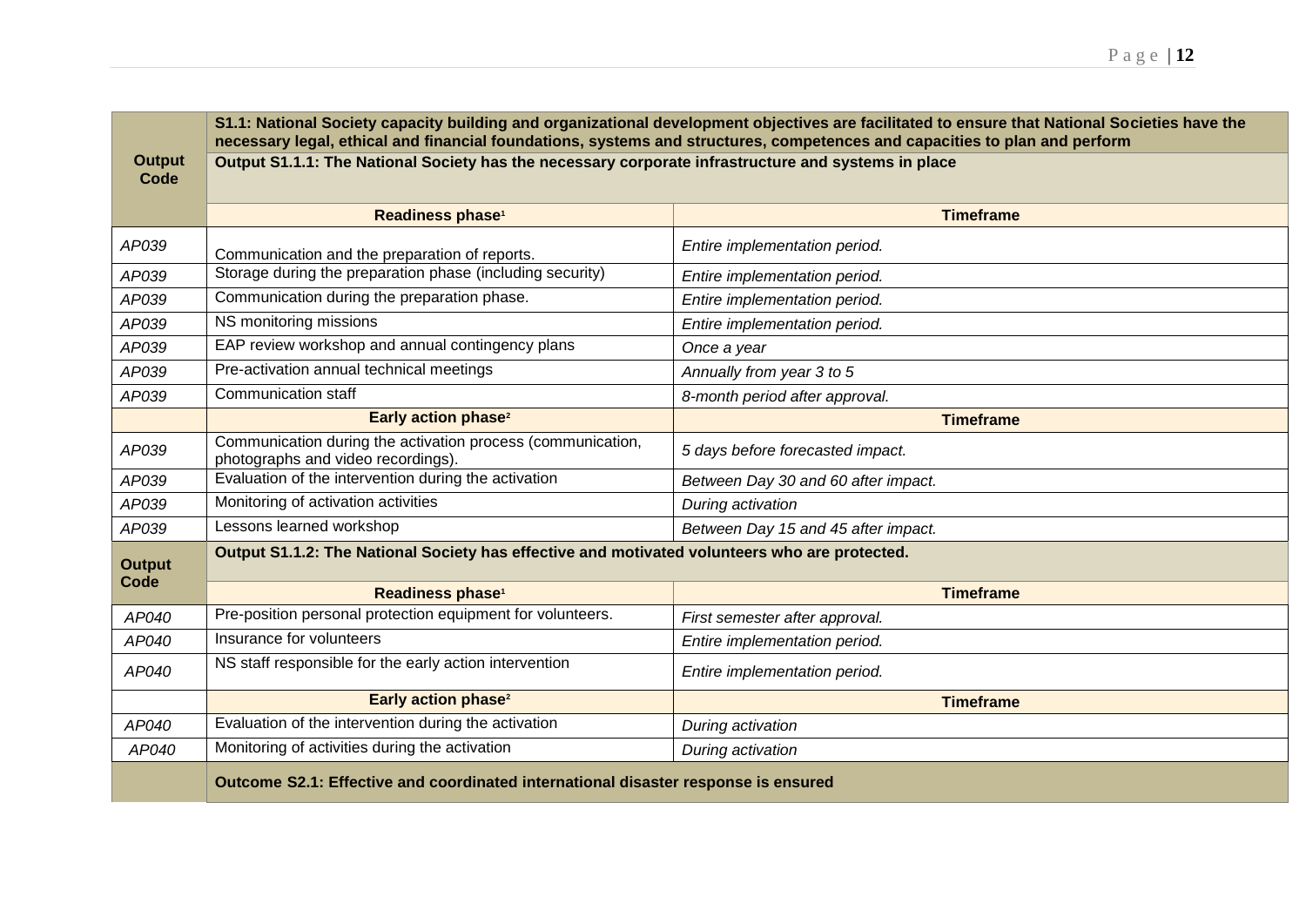| Output Code | S1.1: National Society capacity building and organizational development objectives are facilitated to ensure that National Societies have the necessary legal, ethical and financial foundations, systems and structures, competences and capacities to plan and perform | |
|---|---|---|
| | **Output S1.1.1: The National Society has the necessary corporate infrastructure and systems in place** | |
| | **Readiness phase[1]** | **Timeframe** |
| *AP039* | Communication and the preparation of reports. | *Entire implementation period.* |
| *AP039* | Storage during the preparation phase (including security) | *Entire implementation period.* |
| *AP039* | Communication during the preparation phase. | *Entire implementation period.* |
| *AP039* | NS monitoring missions | *Entire implementation period.* |
| *AP039* | EAP review workshop and annual contingency plans | *Once a year* |
| *AP039* | Pre-activation annual technical meetings | *Annually from year 3 to 5* |
| *AP039* | Communication staff | *8-month period after approval.* |
| | **Early action phase[2]** | **Timeframe** |
| *AP039* | Communication during the activation process (communication, photographs and video recordings). | *5 days before forecasted impact.* |
| *AP039* | Evaluation of the intervention during the activation | *Between Day 30 and 60 after impact.* |
| *AP039* | Monitoring of activation activities | *During activation* |
| *AP039* | Lessons learned workshop | *Between Day 15 and 45 after impact.* |
| **Output Code** | **Output S1.1.2: The National Society has effective and motivated volunteers who are protected.** | |
| | **Readiness phase[1]** | **Timeframe** |
| *AP040* | Pre-position personal protection equipment for volunteers. | *First semester after approval.* |
| *AP040* | Insurance for volunteers | *Entire implementation period.* |
| *AP040* | NS staff responsible for the early action intervention | *Entire implementation period.* |
| | **Early action phase[2]** | **Timeframe** |
| *AP040* | Evaluation of the intervention during the activation | *During activation* |
| *AP040* | Monitoring of activities during the activation | *During activation* |
| | **Outcome S2.1: Effective and coordinated international disaster response is ensured** | |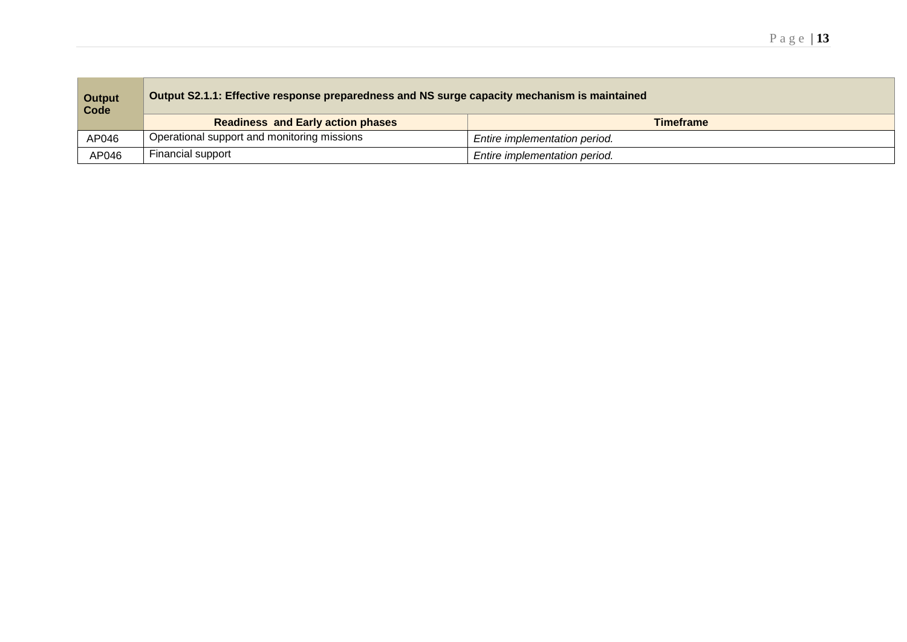| Output Code | Output S2.1.1: Effective response preparedness and NS surge capacity mechanism is maintained | |
|---|---|---|
| | **Readiness and Early action phases** | **Timeframe** |
| AP046 | Operational support and monitoring missions | *Entire implementation period.* |
| AP046 | Financial support | *Entire implementation period.* |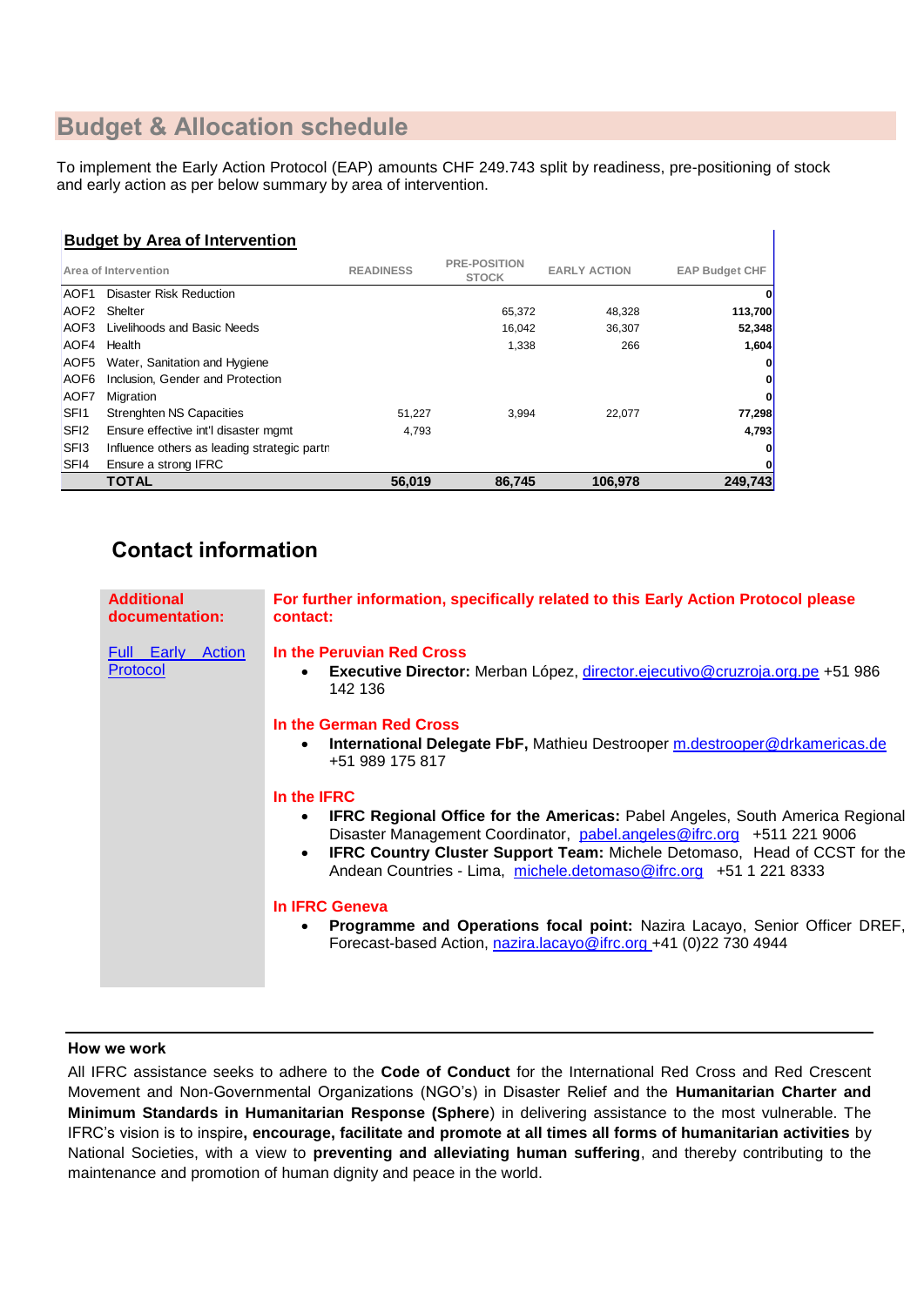## Budget & Allocation schedule

To implement the Early Action Protocol (EAP) amounts CHF 249.743 split by readiness, pre-positioning of stock and early action as per below summary by area of intervention.

### Budget by Area of Intervention

| | Area of Intervention | READINESS | PRE-POSITION STOCK | EARLY ACTION | EAP Budget CHF |
|---|---|---|---|---|---|
| AOF1 | Disaster Risk Reduction | | | | **0** |
| AOF2 | Shelter | | 65,372 | 48,328 | **113,700** |
| AOF3 | Livelihoods and Basic Needs | | 16,042 | 36,307 | **52,348** |
| AOF4 | Health | | 1,338 | 266 | **1,604** |
| AOF5 | Water, Sanitation and Hygiene | | | | **0** |
| AOF6 | Inclusion, Gender and Protection | | | | **0** |
| AOF7 | Migration | | | | **0** |
| SFI1 | Strenghten NS Capacities | 51,227 | 3,994 | 22,077 | **77,298** |
| SFI2 | Ensure effective int'l disaster mgmt | 4,793 | | | **4,793** |
| SFI3 | Influence others as leading strategic partn | | | | **0** |
| SFI4 | Ensure a strong IFRC | | | | **0** |
| | **TOTAL** | **56,019** | **86,745** | **106,978** | **249,743** |

## Contact information

**Additional documentation:**

Full Early Action Protocol

**For further information, specifically related to this Early Action Protocol please contact:**

**In the Peruvian Red Cross**

- **Executive Director:** Merban López, director.ejecutivo@cruzroja.org.pe +51 986 142 136

**In the German Red Cross**

- **International Delegate FbF,** Mathieu Destrooper m.destrooper@drkamericas.de +51 989 175 817

**In the IFRC**

- **IFRC Regional Office for the Americas:** Pabel Angeles, South America Regional Disaster Management Coordinator, pabel.angeles@ifrc.org +511 221 9006
- **IFRC Country Cluster Support Team:** Michele Detomaso, Head of CCST for the Andean Countries - Lima, michele.detomaso@ifrc.org +51 1 221 8333

**In IFRC Geneva**

- **Programme and Operations focal point:** Nazira Lacayo, Senior Officer DREF, Forecast-based Action, nazira.lacayo@ifrc.org +41 (0)22 730 4944

---

**How we work**

All IFRC assistance seeks to adhere to the **Code of Conduct** for the International Red Cross and Red Crescent Movement and Non-Governmental Organizations (NGO's) in Disaster Relief and the **Humanitarian Charter and Minimum Standards in Humanitarian Response (Sphere)** in delivering assistance to the most vulnerable. The IFRC's vision is to inspire**, encourage, facilitate and promote at all times all forms of humanitarian activities** by National Societies, with a view to **preventing and alleviating human suffering**, and thereby contributing to the maintenance and promotion of human dignity and peace in the world.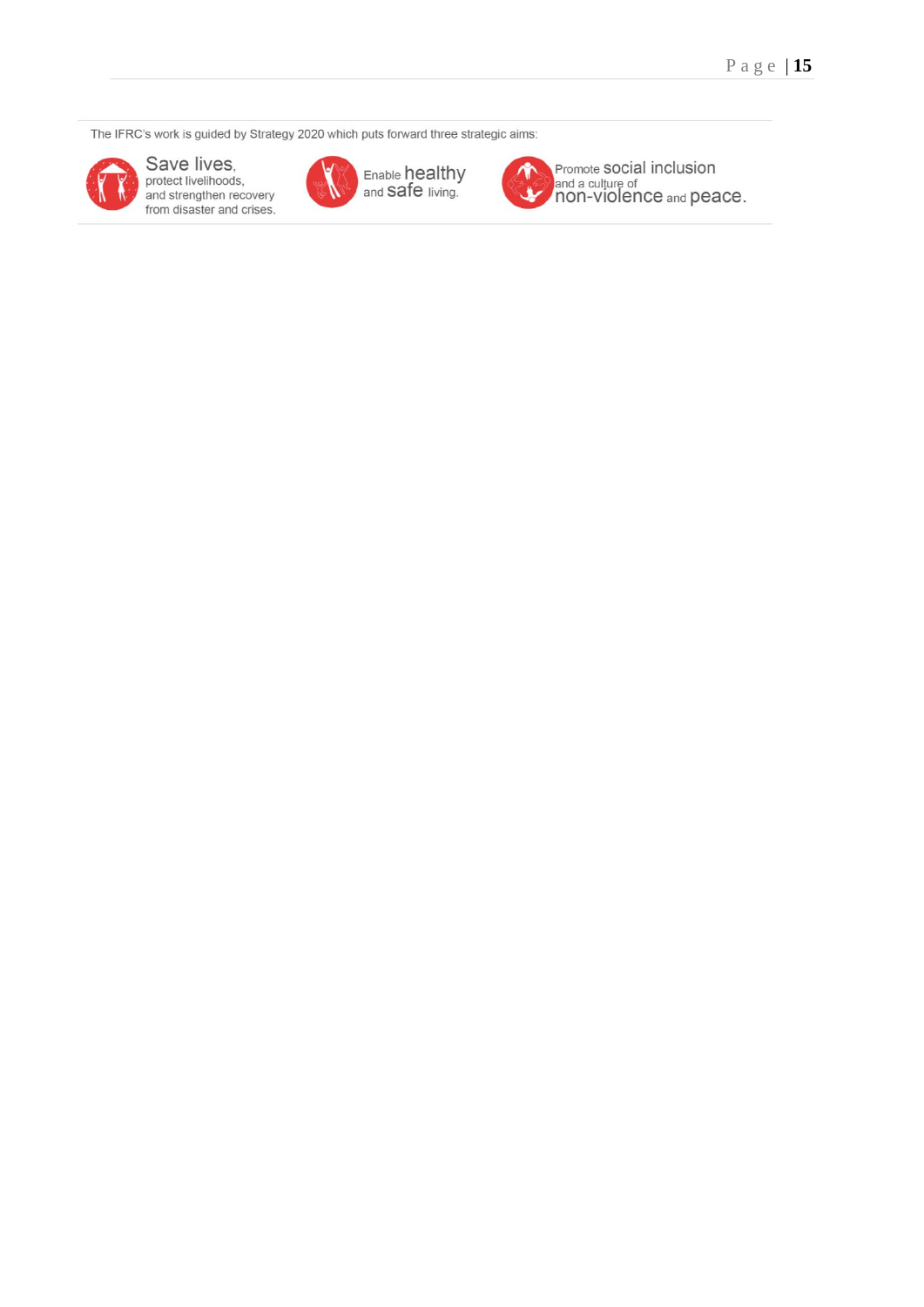The IFRC's work is guided by Strategy 2020 which puts forward three strategic aims:

Save lives, protect livelihoods, and strengthen recovery from disaster and crises.

Enable healthy and safe living.

Promote social inclusion and a culture of non-violence and peace.